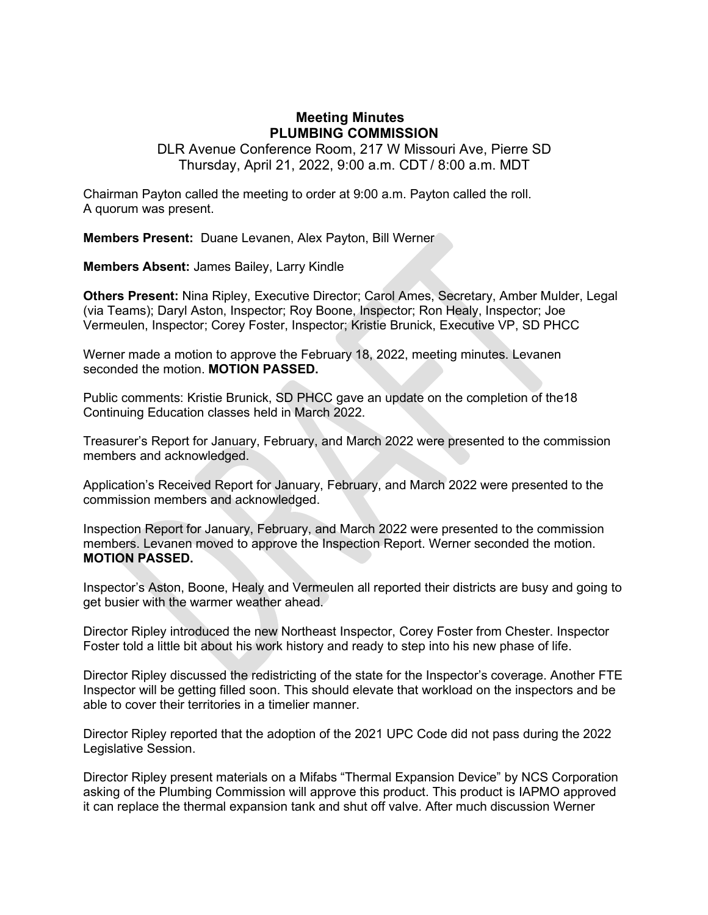# Meeting Minutes
## PLUMBING COMMISSION

DLR Avenue Conference Room, 217 W Missouri Ave, Pierre SD
Thursday, April 21, 2022, 9:00 a.m. CDT / 8:00 a.m. MDT

Chairman Payton called the meeting to order at 9:00 a.m. Payton called the roll.
A quorum was present.

**Members Present:** Duane Levanen, Alex Payton, Bill Werner

**Members Absent:** James Bailey, Larry Kindle

**Others Present:** Nina Ripley, Executive Director; Carol Ames, Secretary, Amber Mulder, Legal (via Teams); Daryl Aston, Inspector; Roy Boone, Inspector; Ron Healy, Inspector; Joe Vermeulen, Inspector; Corey Foster, Inspector; Kristie Brunick, Executive VP, SD PHCC

Werner made a motion to approve the February 18, 2022, meeting minutes. Levanen seconded the motion. **MOTION PASSED.**

Public comments: Kristie Brunick, SD PHCC gave an update on the completion of the18 Continuing Education classes held in March 2022.

Treasurer's Report for January, February, and March 2022 were presented to the commission members and acknowledged.

Application's Received Report for January, February, and March 2022 were presented to the commission members and acknowledged.

Inspection Report for January, February, and March 2022 were presented to the commission members. Levanen moved to approve the Inspection Report. Werner seconded the motion. **MOTION PASSED.**

Inspector's Aston, Boone, Healy and Vermeulen all reported their districts are busy and going to get busier with the warmer weather ahead.

Director Ripley introduced the new Northeast Inspector, Corey Foster from Chester. Inspector Foster told a little bit about his work history and ready to step into his new phase of life.

Director Ripley discussed the redistricting of the state for the Inspector's coverage. Another FTE Inspector will be getting filled soon. This should elevate that workload on the inspectors and be able to cover their territories in a timelier manner.

Director Ripley reported that the adoption of the 2021 UPC Code did not pass during the 2022 Legislative Session.

Director Ripley present materials on a Mifabs "Thermal Expansion Device" by NCS Corporation asking of the Plumbing Commission will approve this product. This product is IAPMO approved it can replace the thermal expansion tank and shut off valve. After much discussion Werner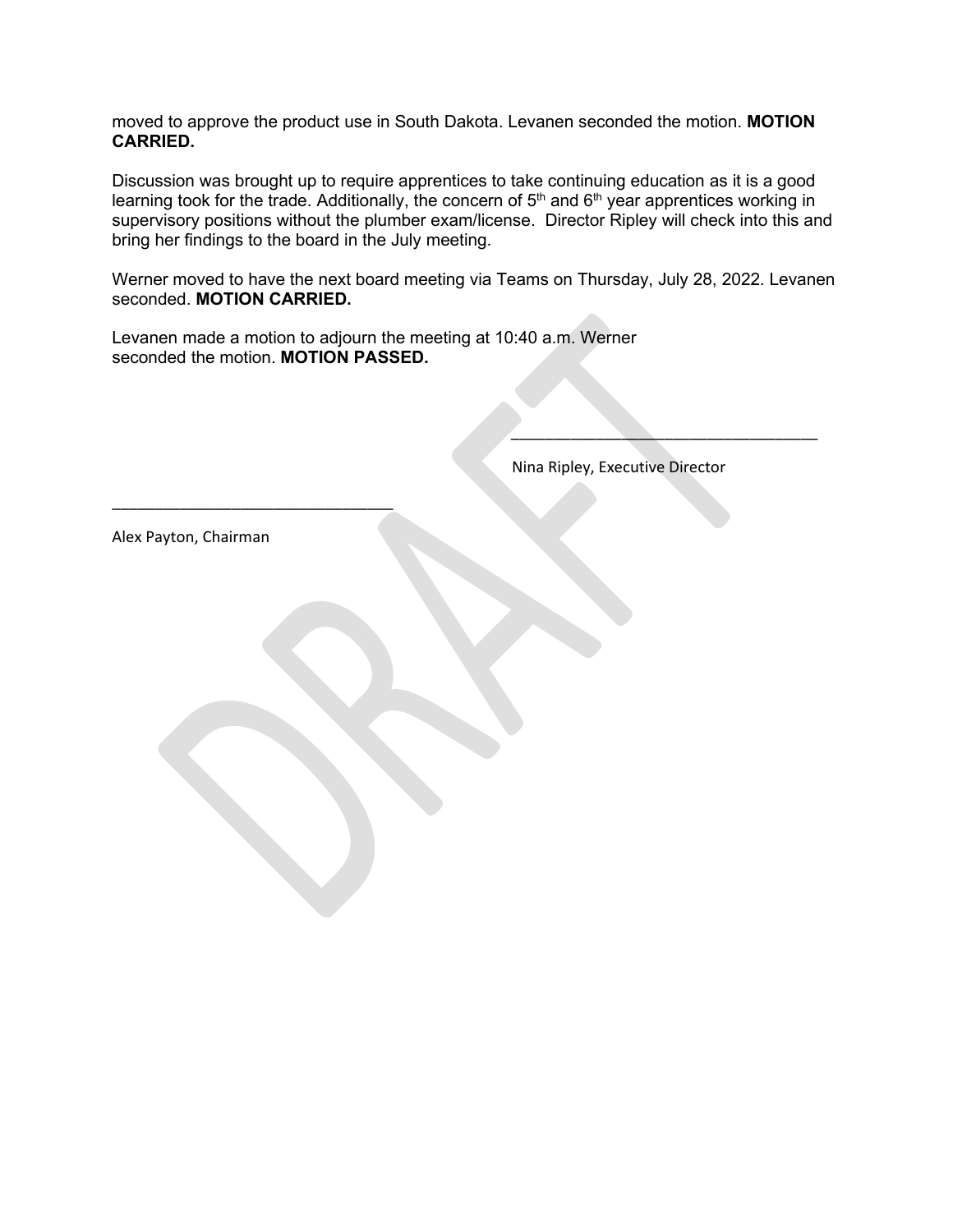moved to approve the product use in South Dakota. Levanen seconded the motion. **MOTION CARRIED.**

Discussion was brought up to require apprentices to take continuing education as it is a good learning took for the trade. Additionally, the concern of 5th and 6th year apprentices working in supervisory positions without the plumber exam/license. Director Ripley will check into this and bring her findings to the board in the July meeting.

Werner moved to have the next board meeting via Teams on Thursday, July 28, 2022. Levanen seconded. **MOTION CARRIED.**

Levanen made a motion to adjourn the meeting at 10:40 a.m. Werner seconded the motion. **MOTION PASSED.**

DRAFT

___________________________________

Nina Ripley, Executive Director

_______________________________

Alex Payton, Chairman